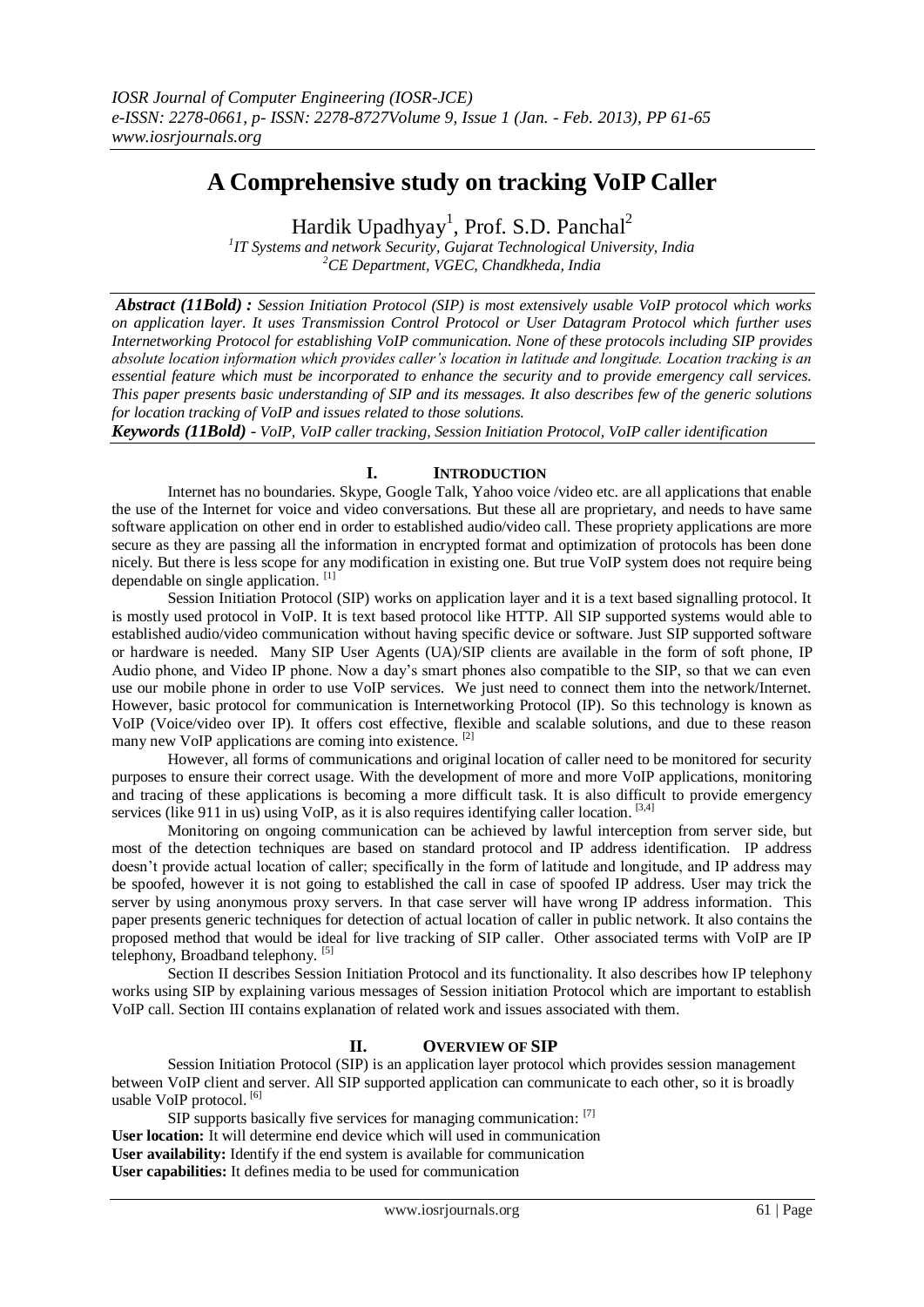# A Comprehensive study on tracking VoIP Caller

Hardik Upadhyay[1], Prof. S.D. Panchal[2]

[1]IT Systems and network Security, Gujarat Technological University, India
[2]CE Department, VGEC, Chandkheda, India

***Abstract (11Bold) :*** *Session Initiation Protocol (SIP) is most extensively usable VoIP protocol which works on application layer. It uses Transmission Control Protocol or User Datagram Protocol which further uses Internetworking Protocol for establishing VoIP communication. None of these protocols including SIP provides absolute location information which provides caller's location in latitude and longitude. Location tracking is an essential feature which must be incorporated to enhance the security and to provide emergency call services. This paper presents basic understanding of SIP and its messages. It also describes few of the generic solutions for location tracking of VoIP and issues related to those solutions.*

***Keywords (11Bold)*** *- VoIP, VoIP caller tracking, Session Initiation Protocol, VoIP caller identification*

## I. INTRODUCTION

Internet has no boundaries. Skype, Google Talk, Yahoo voice /video etc. are all applications that enable the use of the Internet for voice and video conversations. But these all are proprietary, and needs to have same software application on other end in order to established audio/video call. These propriety applications are more secure as they are passing all the information in encrypted format and optimization of protocols has been done nicely. But there is less scope for any modification in existing one. But true VoIP system does not require being dependable on single application. [1]

Session Initiation Protocol (SIP) works on application layer and it is a text based signalling protocol. It is mostly used protocol in VoIP. It is text based protocol like HTTP. All SIP supported systems would able to established audio/video communication without having specific device or software. Just SIP supported software or hardware is needed. Many SIP User Agents (UA)/SIP clients are available in the form of soft phone, IP Audio phone, and Video IP phone. Now a day's smart phones also compatible to the SIP, so that we can even use our mobile phone in order to use VoIP services. We just need to connect them into the network/Internet. However, basic protocol for communication is Internetworking Protocol (IP). So this technology is known as VoIP (Voice/video over IP). It offers cost effective, flexible and scalable solutions, and due to these reason many new VoIP applications are coming into existence. [2]

However, all forms of communications and original location of caller need to be monitored for security purposes to ensure their correct usage. With the development of more and more VoIP applications, monitoring and tracing of these applications is becoming a more difficult task. It is also difficult to provide emergency services (like 911 in us) using VoIP, as it is also requires identifying caller location. [3,4]

Monitoring on ongoing communication can be achieved by lawful interception from server side, but most of the detection techniques are based on standard protocol and IP address identification. IP address doesn't provide actual location of caller; specifically in the form of latitude and longitude, and IP address may be spoofed, however it is not going to established the call in case of spoofed IP address. User may trick the server by using anonymous proxy servers. In that case server will have wrong IP address information. This paper presents generic techniques for detection of actual location of caller in public network. It also contains the proposed method that would be ideal for live tracking of SIP caller. Other associated terms with VoIP are IP telephony, Broadband telephony. [5]

Section II describes Session Initiation Protocol and its functionality. It also describes how IP telephony works using SIP by explaining various messages of Session initiation Protocol which are important to establish VoIP call. Section III contains explanation of related work and issues associated with them.

## II. OVERVIEW OF SIP

Session Initiation Protocol (SIP) is an application layer protocol which provides session management between VoIP client and server. All SIP supported application can communicate to each other, so it is broadly usable VoIP protocol. [6]

SIP supports basically five services for managing communication: [7]

**User location:** It will determine end device which will used in communication
**User availability:** Identify if the end system is available for communication
**User capabilities:** It defines media to be used for communication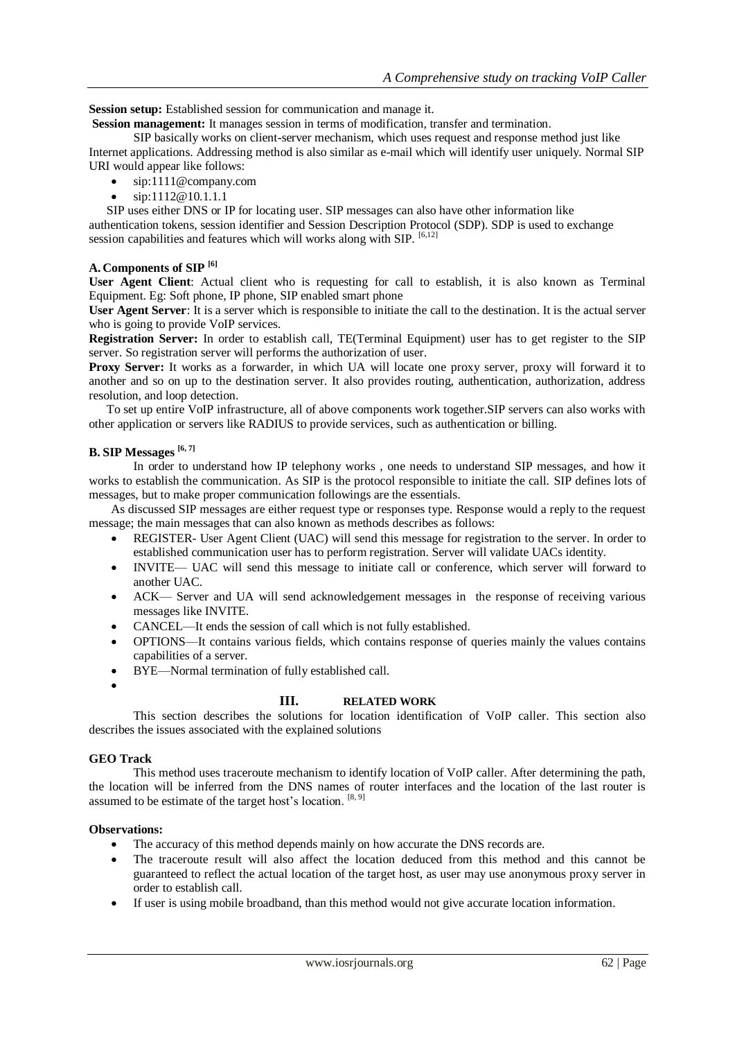**Session setup:** Established session for communication and manage it.

**Session management:** It manages session in terms of modification, transfer and termination.

SIP basically works on client-server mechanism, which uses request and response method just like Internet applications. Addressing method is also similar as e-mail which will identify user uniquely. Normal SIP URI would appear like follows:

- sip:1111@company.com
- sip:1112@10.1.1.1

SIP uses either DNS or IP for locating user. SIP messages can also have other information like authentication tokens, session identifier and Session Description Protocol (SDP). SDP is used to exchange session capabilities and features which will works along with SIP. [6,12]

### A. Components of SIP [6]

**User Agent Client**: Actual client who is requesting for call to establish, it is also known as Terminal Equipment. Eg: Soft phone, IP phone, SIP enabled smart phone

**User Agent Server**: It is a server which is responsible to initiate the call to the destination. It is the actual server who is going to provide VoIP services.

**Registration Server:** In order to establish call, TE(Terminal Equipment) user has to get register to the SIP server. So registration server will performs the authorization of user.

**Proxy Server:** It works as a forwarder, in which UA will locate one proxy server, proxy will forward it to another and so on up to the destination server. It also provides routing, authentication, authorization, address resolution, and loop detection.

To set up entire VoIP infrastructure, all of above components work together.SIP servers can also works with other application or servers like RADIUS to provide services, such as authentication or billing.

### B. SIP Messages [6, 7]

In order to understand how IP telephony works , one needs to understand SIP messages, and how it works to establish the communication. As SIP is the protocol responsible to initiate the call. SIP defines lots of messages, but to make proper communication followings are the essentials.

As discussed SIP messages are either request type or responses type. Response would a reply to the request message; the main messages that can also known as methods describes as follows:

- REGISTER- User Agent Client (UAC) will send this message for registration to the server. In order to established communication user has to perform registration. Server will validate UACs identity.
- INVITE— UAC will send this message to initiate call or conference, which server will forward to another UAC.
- ACK— Server and UA will send acknowledgement messages in the response of receiving various messages like INVITE.
- CANCEL—It ends the session of call which is not fully established.
- OPTIONS—It contains various fields, which contains response of queries mainly the values contains capabilities of a server.
- BYE—Normal termination of fully established call.

## III. RELATED WORK

This section describes the solutions for location identification of VoIP caller. This section also describes the issues associated with the explained solutions

### GEO Track

This method uses traceroute mechanism to identify location of VoIP caller. After determining the path, the location will be inferred from the DNS names of router interfaces and the location of the last router is assumed to be estimate of the target host's location. [8, 9]

**Observations:**

- The accuracy of this method depends mainly on how accurate the DNS records are.
- The traceroute result will also affect the location deduced from this method and this cannot be guaranteed to reflect the actual location of the target host, as user may use anonymous proxy server in order to establish call.
- If user is using mobile broadband, than this method would not give accurate location information.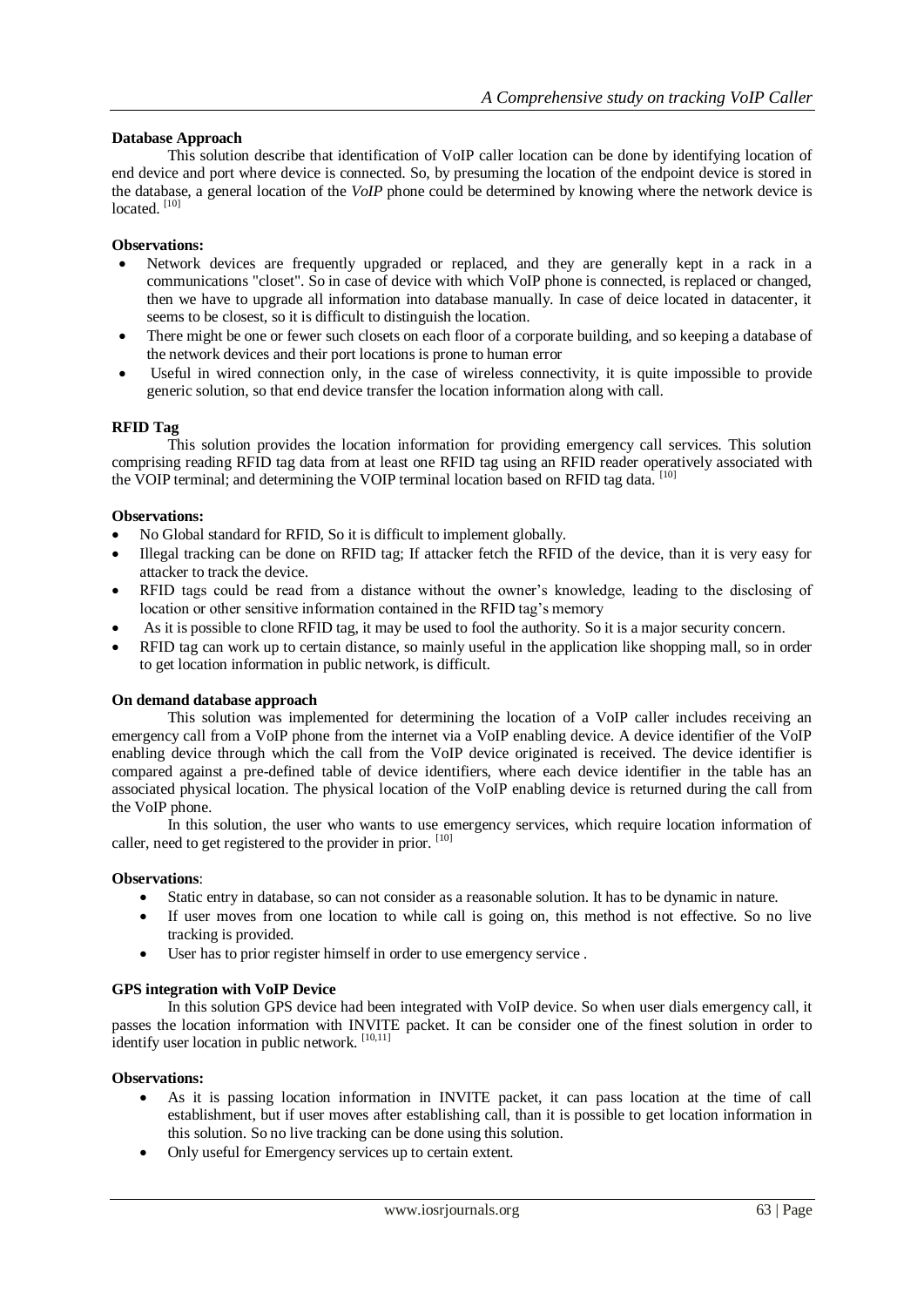**Database Approach**

This solution describe that identification of VoIP caller location can be done by identifying location of end device and port where device is connected. So, by presuming the location of the endpoint device is stored in the database, a general location of the *VoIP* phone could be determined by knowing where the network device is located. [10]

**Observations:**

- Network devices are frequently upgraded or replaced, and they are generally kept in a rack in a communications "closet". So in case of device with which VoIP phone is connected, is replaced or changed, then we have to upgrade all information into database manually. In case of deice located in datacenter, it seems to be closest, so it is difficult to distinguish the location.
- There might be one or fewer such closets on each floor of a corporate building, and so keeping a database of the network devices and their port locations is prone to human error
- Useful in wired connection only, in the case of wireless connectivity, it is quite impossible to provide generic solution, so that end device transfer the location information along with call.

**RFID Tag**

This solution provides the location information for providing emergency call services. This solution comprising reading RFID tag data from at least one RFID tag using an RFID reader operatively associated with the VOIP terminal; and determining the VOIP terminal location based on RFID tag data. [10]

**Observations:**

- No Global standard for RFID, So it is difficult to implement globally.
- Illegal tracking can be done on RFID tag; If attacker fetch the RFID of the device, than it is very easy for attacker to track the device.
- RFID tags could be read from a distance without the owner's knowledge, leading to the disclosing of location or other sensitive information contained in the RFID tag's memory
- As it is possible to clone RFID tag, it may be used to fool the authority. So it is a major security concern.
- RFID tag can work up to certain distance, so mainly useful in the application like shopping mall, so in order to get location information in public network, is difficult.

**On demand database approach**

This solution was implemented for determining the location of a VoIP caller includes receiving an emergency call from a VoIP phone from the internet via a VoIP enabling device. A device identifier of the VoIP enabling device through which the call from the VoIP device originated is received. The device identifier is compared against a pre-defined table of device identifiers, where each device identifier in the table has an associated physical location. The physical location of the VoIP enabling device is returned during the call from the VoIP phone.

In this solution, the user who wants to use emergency services, which require location information of caller, need to get registered to the provider in prior. [10]

**Observations**:

- Static entry in database, so can not consider as a reasonable solution. It has to be dynamic in nature.
- If user moves from one location to while call is going on, this method is not effective. So no live tracking is provided.
- User has to prior register himself in order to use emergency service .

**GPS integration with VoIP Device**

In this solution GPS device had been integrated with VoIP device. So when user dials emergency call, it passes the location information with INVITE packet. It can be consider one of the finest solution in order to identify user location in public network. [10,11]

**Observations:**

- As it is passing location information in INVITE packet, it can pass location at the time of call establishment, but if user moves after establishing call, than it is possible to get location information in this solution. So no live tracking can be done using this solution.
- Only useful for Emergency services up to certain extent.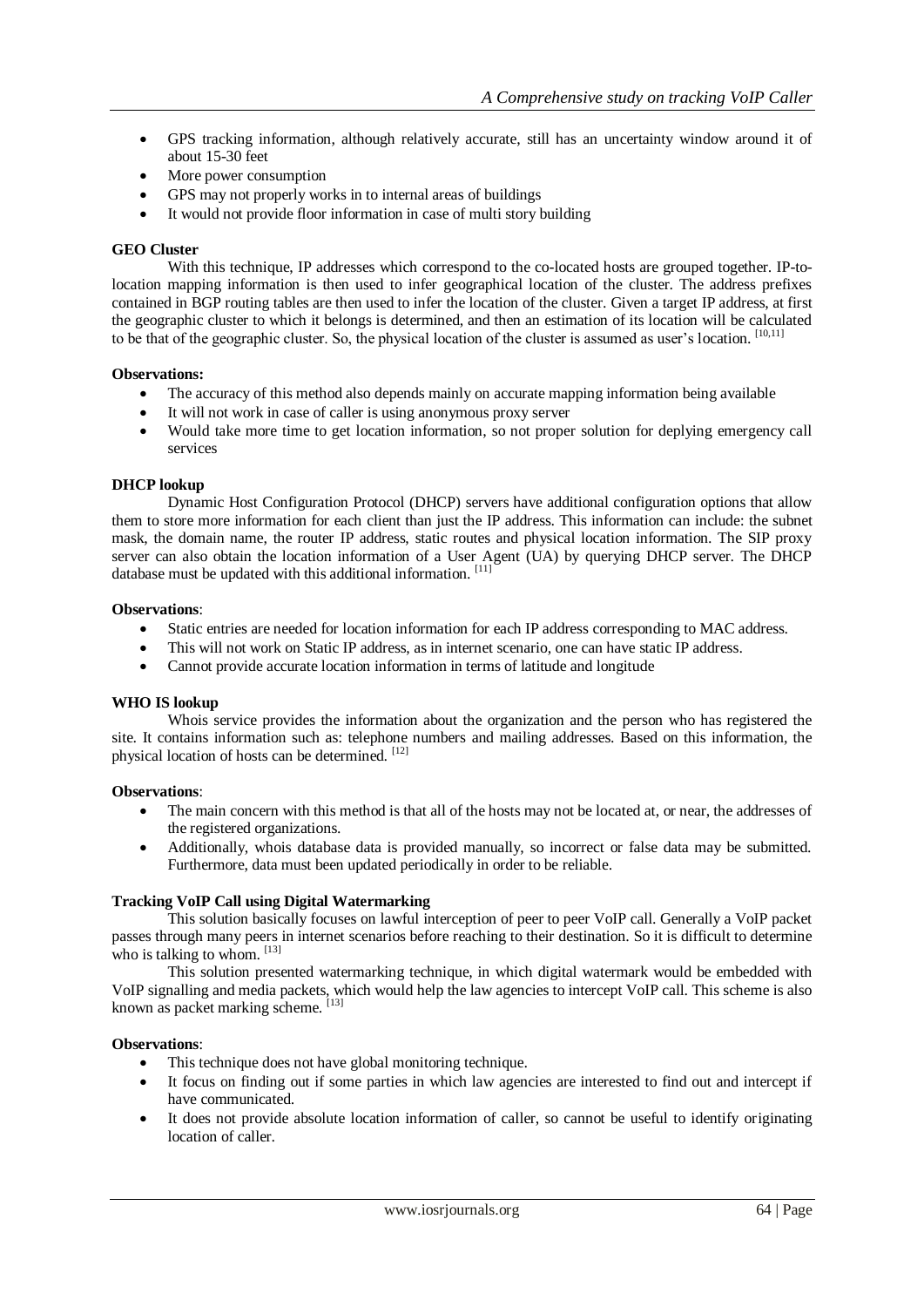- GPS tracking information, although relatively accurate, still has an uncertainty window around it of about 15-30 feet
- More power consumption
- GPS may not properly works in to internal areas of buildings
- It would not provide floor information in case of multi story building

**GEO Cluster**

With this technique, IP addresses which correspond to the co-located hosts are grouped together. IP-to-location mapping information is then used to infer geographical location of the cluster. The address prefixes contained in BGP routing tables are then used to infer the location of the cluster. Given a target IP address, at first the geographic cluster to which it belongs is determined, and then an estimation of its location will be calculated to be that of the geographic cluster. So, the physical location of the cluster is assumed as user's location. [10,11]

**Observations:**

- The accuracy of this method also depends mainly on accurate mapping information being available
- It will not work in case of caller is using anonymous proxy server
- Would take more time to get location information, so not proper solution for deplying emergency call services

**DHCP lookup**

Dynamic Host Configuration Protocol (DHCP) servers have additional configuration options that allow them to store more information for each client than just the IP address. This information can include: the subnet mask, the domain name, the router IP address, static routes and physical location information. The SIP proxy server can also obtain the location information of a User Agent (UA) by querying DHCP server. The DHCP database must be updated with this additional information. [11]

**Observations**:

- Static entries are needed for location information for each IP address corresponding to MAC address.
- This will not work on Static IP address, as in internet scenario, one can have static IP address.
- Cannot provide accurate location information in terms of latitude and longitude

**WHO IS lookup**

Whois service provides the information about the organization and the person who has registered the site. It contains information such as: telephone numbers and mailing addresses. Based on this information, the physical location of hosts can be determined. [12]

**Observations**:

- The main concern with this method is that all of the hosts may not be located at, or near, the addresses of the registered organizations.
- Additionally, whois database data is provided manually, so incorrect or false data may be submitted. Furthermore, data must been updated periodically in order to be reliable.

**Tracking VoIP Call using Digital Watermarking**

This solution basically focuses on lawful interception of peer to peer VoIP call. Generally a VoIP packet passes through many peers in internet scenarios before reaching to their destination. So it is difficult to determine who is talking to whom. [13]

This solution presented watermarking technique, in which digital watermark would be embedded with VoIP signalling and media packets, which would help the law agencies to intercept VoIP call. This scheme is also known as packet marking scheme. [13]

**Observations**:

- This technique does not have global monitoring technique.
- It focus on finding out if some parties in which law agencies are interested to find out and intercept if have communicated.
- It does not provide absolute location information of caller, so cannot be useful to identify originating location of caller.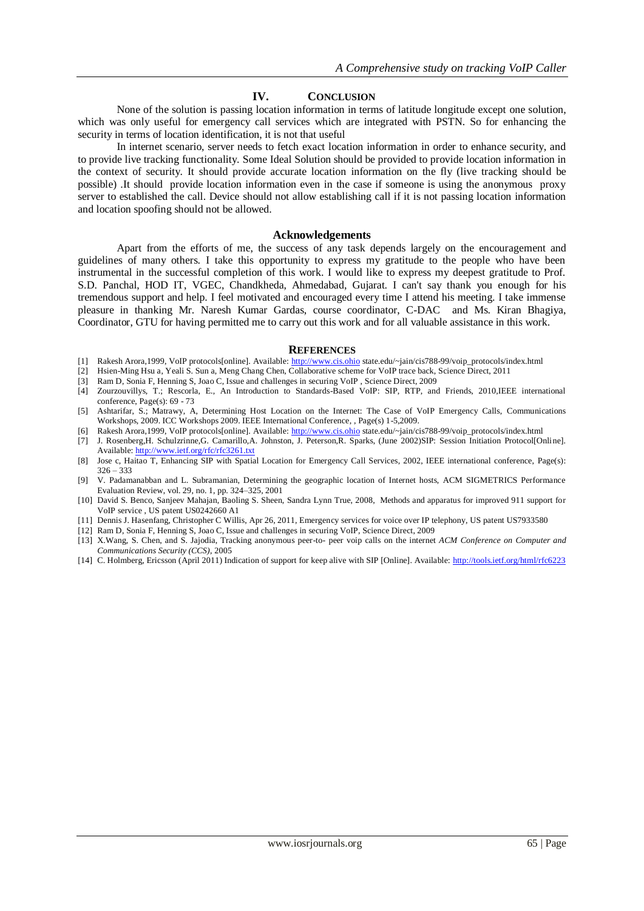## IV. CONCLUSION

None of the solution is passing location information in terms of latitude longitude except one solution, which was only useful for emergency call services which are integrated with PSTN. So for enhancing the security in terms of location identification, it is not that useful

In internet scenario, server needs to fetch exact location information in order to enhance security, and to provide live tracking functionality. Some Ideal Solution should be provided to provide location information in the context of security. It should provide accurate location information on the fly (live tracking should be possible) .It should provide location information even in the case if someone is using the anonymous proxy server to established the call. Device should not allow establishing call if it is not passing location information and location spoofing should not be allowed.

## Acknowledgements

Apart from the efforts of me, the success of any task depends largely on the encouragement and guidelines of many others. I take this opportunity to express my gratitude to the people who have been instrumental in the successful completion of this work. I would like to express my deepest gratitude to Prof. S.D. Panchal, HOD IT, VGEC, Chandkheda, Ahmedabad, Gujarat. I can't say thank you enough for his tremendous support and help. I feel motivated and encouraged every time I attend his meeting. I take immense pleasure in thanking Mr. Naresh Kumar Gardas, course coordinator, C-DAC and Ms. Kiran Bhagiya, Coordinator, GTU for having permitted me to carry out this work and for all valuable assistance in this work.

## REFERENCES

[1] Rakesh Arora,1999, VoIP protocols[online]. Available: http://www.cis.ohio state.edu/~jain/cis788-99/voip_protocols/index.html
[2] Hsien-Ming Hsu a, Yeali S. Sun a, Meng Chang Chen, Collaborative scheme for VoIP trace back, Science Direct, 2011
[3] Ram D, Sonia F, Henning S, Joao C, Issue and challenges in securing VoIP , Science Direct, 2009
[4] Zourzouvillys, T.; Rescorla, E., An Introduction to Standards-Based VoIP: SIP, RTP, and Friends, 2010,IEEE international conference, Page(s): 69 - 73
[5] Ashtarifar, S.; Matrawy, A, Determining Host Location on the Internet: The Case of VoIP Emergency Calls, Communications Workshops, 2009. ICC Workshops 2009. IEEE International Conference, , Page(s) 1-5,2009.
[6] Rakesh Arora,1999, VoIP protocols[online]. Available: http://www.cis.ohio state.edu/~jain/cis788-99/voip_protocols/index.html
[7] J. Rosenberg,H. Schulzrinne,G. Camarillo,A. Johnston, J. Peterson,R. Sparks, (June 2002)SIP: Session Initiation Protocol[Online]. Available: http://www.ietf.org/rfc/rfc3261.txt
[8] Jose c, Haitao T, Enhancing SIP with Spatial Location for Emergency Call Services, 2002, IEEE international conference, Page(s): 326 – 333
[9] V. Padamanabban and L. Subramanian, Determining the geographic location of Internet hosts, ACM SIGMETRICS Performance Evaluation Review, vol. 29, no. 1, pp. 324–325, 2001
[10] David S. Benco, Sanjeev Mahajan, Baoling S. Sheen, Sandra Lynn True, 2008, Methods and apparatus for improved 911 support for VoIP service , US patent US0242660 A1
[11] Dennis J. Hasenfang, Christopher C Willis, Apr 26, 2011, Emergency services for voice over IP telephony, US patent US7933580
[12] Ram D, Sonia F, Henning S, Joao C, Issue and challenges in securing VoIP, Science Direct, 2009
[13] X.Wang, S. Chen, and S. Jajodia, Tracking anonymous peer-to- peer voip calls on the internet *ACM Conference on Computer and Communications Security (CCS)*, 2005
[14] C. Holmberg, Ericsson (April 2011) Indication of support for keep alive with SIP [Online]. Available: http://tools.ietf.org/html/rfc6223